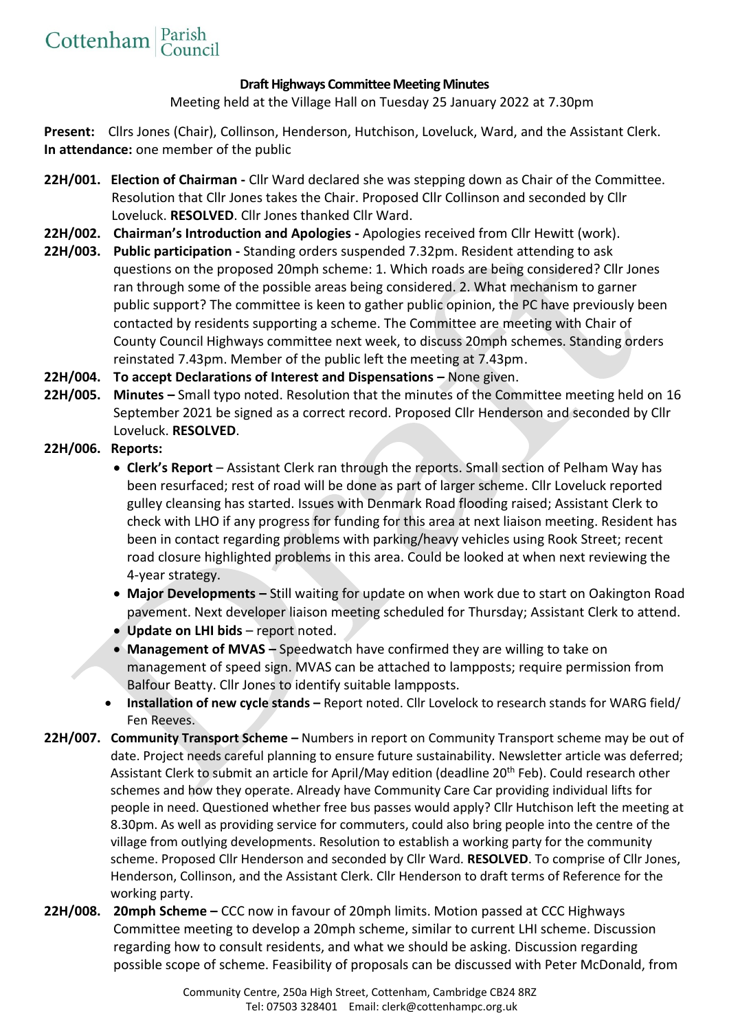Cottenham Parish Council

**Draft Highways Committee Meeting Minutes**

Meeting held at the Village Hall on Tuesday 25 January 2022 at 7.30pm

**Present:** Cllrs Jones (Chair), Collinson, Henderson, Hutchison, Loveluck, Ward, and the Assistant Clerk.
**In attendance:** one member of the public

**22H/001. Election of Chairman -** Cllr Ward declared she was stepping down as Chair of the Committee. Resolution that Cllr Jones takes the Chair. Proposed Cllr Collinson and seconded by Cllr Loveluck. **RESOLVED**. Cllr Jones thanked Cllr Ward.

**22H/002. Chairman's Introduction and Apologies -** Apologies received from Cllr Hewitt (work).

**22H/003. Public participation -** Standing orders suspended 7.32pm. Resident attending to ask questions on the proposed 20mph scheme: 1. Which roads are being considered? Cllr Jones ran through some of the possible areas being considered. 2. What mechanism to garner public support? The committee is keen to gather public opinion, the PC have previously been contacted by residents supporting a scheme. The Committee are meeting with Chair of County Council Highways committee next week, to discuss 20mph schemes. Standing orders reinstated 7.43pm. Member of the public left the meeting at 7.43pm.

**22H/004. To accept Declarations of Interest and Dispensations –** None given.

**22H/005. Minutes –** Small typo noted. Resolution that the minutes of the Committee meeting held on 16 September 2021 be signed as a correct record. Proposed Cllr Henderson and seconded by Cllr Loveluck. **RESOLVED**.

**22H/006. Reports:**

- **Clerk's Report** – Assistant Clerk ran through the reports. Small section of Pelham Way has been resurfaced; rest of road will be done as part of larger scheme. Cllr Loveluck reported gulley cleansing has started. Issues with Denmark Road flooding raised; Assistant Clerk to check with LHO if any progress for funding for this area at next liaison meeting. Resident has been in contact regarding problems with parking/heavy vehicles using Rook Street; recent road closure highlighted problems in this area. Could be looked at when next reviewing the 4-year strategy.
- **Major Developments –** Still waiting for update on when work due to start on Oakington Road pavement. Next developer liaison meeting scheduled for Thursday; Assistant Clerk to attend.
- **Update on LHI bids** – report noted.
- **Management of MVAS –** Speedwatch have confirmed they are willing to take on management of speed sign. MVAS can be attached to lampposts; require permission from Balfour Beatty. Cllr Jones to identify suitable lampposts.
- **Installation of new cycle stands –** Report noted. Cllr Lovelock to research stands for WARG field/ Fen Reeves.

**22H/007. Community Transport Scheme –** Numbers in report on Community Transport scheme may be out of date. Project needs careful planning to ensure future sustainability. Newsletter article was deferred; Assistant Clerk to submit an article for April/May edition (deadline 20th Feb). Could research other schemes and how they operate. Already have Community Care Car providing individual lifts for people in need. Questioned whether free bus passes would apply? Cllr Hutchison left the meeting at 8.30pm. As well as providing service for commuters, could also bring people into the centre of the village from outlying developments. Resolution to establish a working party for the community scheme. Proposed Cllr Henderson and seconded by Cllr Ward. **RESOLVED**. To comprise of Cllr Jones, Henderson, Collinson, and the Assistant Clerk. Cllr Henderson to draft terms of Reference for the working party.

**22H/008. 20mph Scheme –** CCC now in favour of 20mph limits. Motion passed at CCC Highways Committee meeting to develop a 20mph scheme, similar to current LHI scheme. Discussion regarding how to consult residents, and what we should be asking. Discussion regarding possible scope of scheme. Feasibility of proposals can be discussed with Peter McDonald, from

Community Centre, 250a High Street, Cottenham, Cambridge CB24 8RZ
Tel: 07503 328401 Email: clerk@cottenhampc.org.uk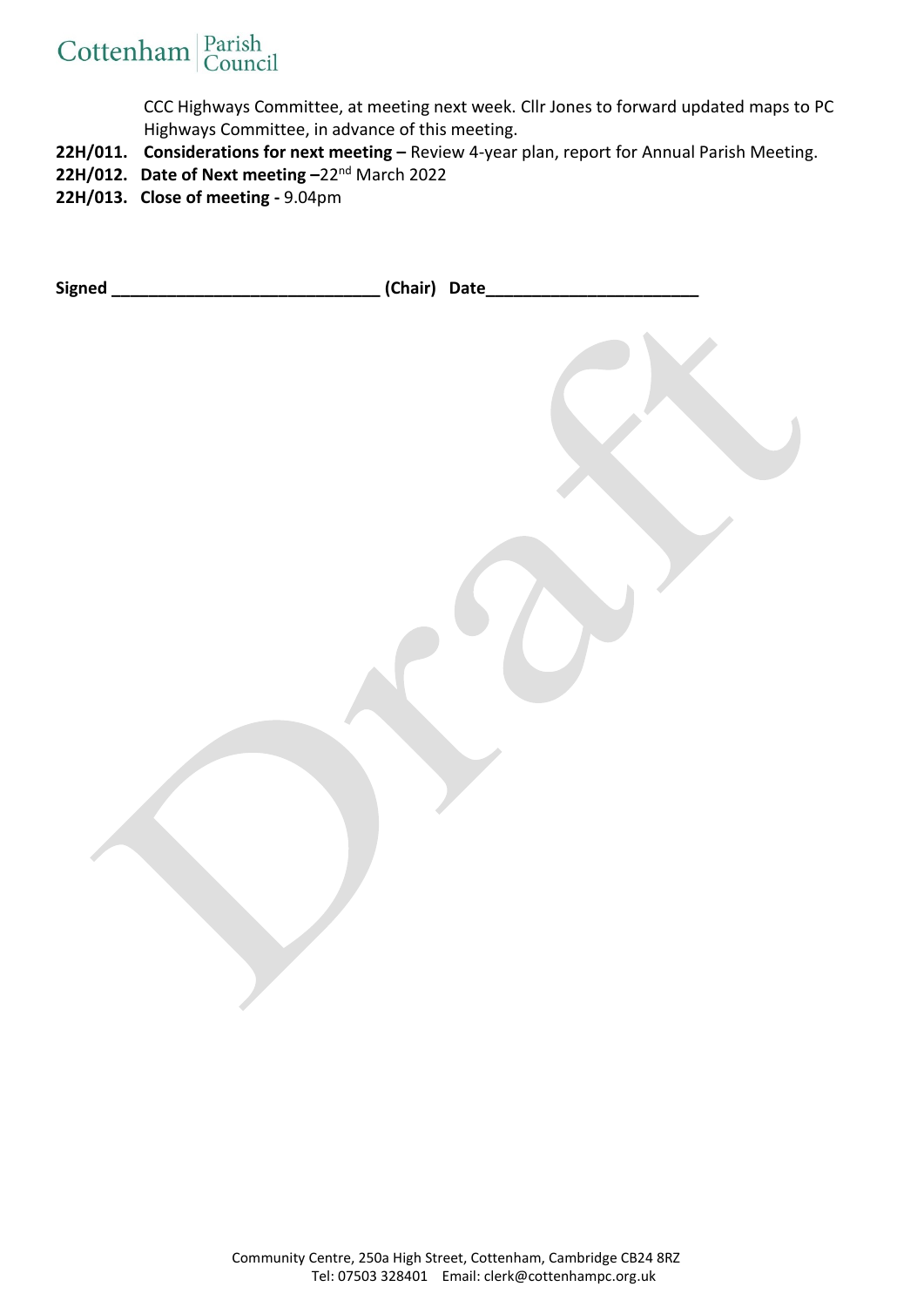CCC Highways Committee, at meeting next week. Cllr Jones to forward updated maps to PC Highways Committee, in advance of this meeting.

**22H/011. Considerations for next meeting –** Review 4-year plan, report for Annual Parish Meeting.

**22H/012. Date of Next meeting –**22nd March 2022

**22H/013. Close of meeting -** 9.04pm

**Signed _____________________________ (Chair) Date_______________________**

Draft